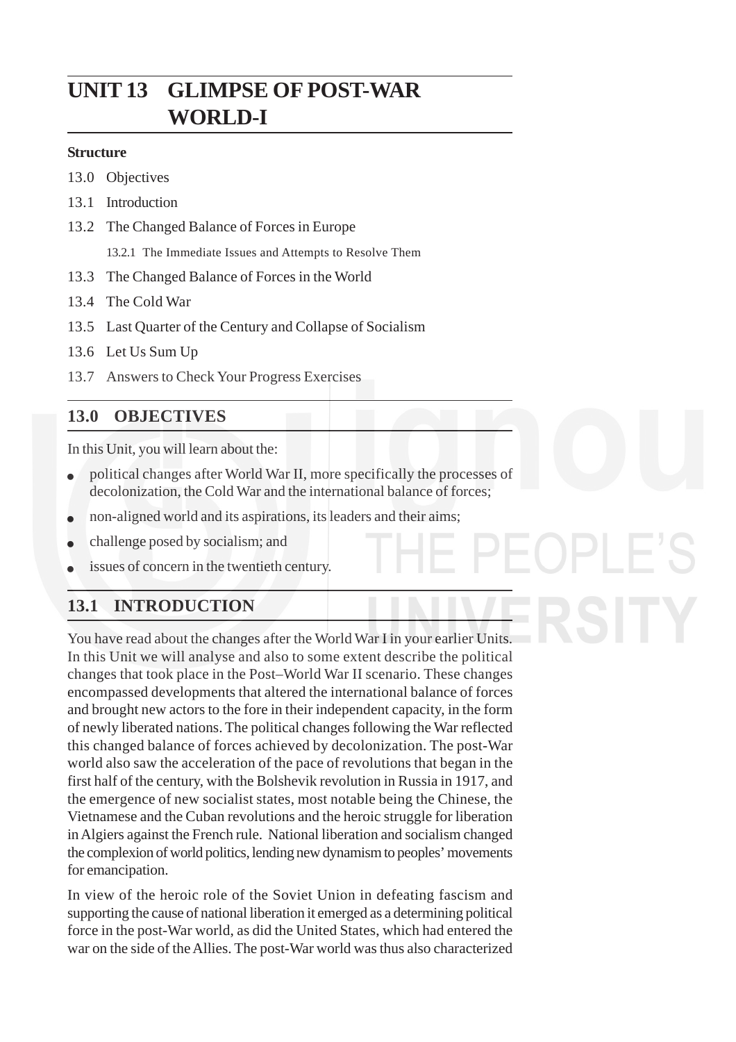# UNIT 13 GLIMPSE OF POST-WAR WORLD-I

**Structure**

13.0 Objectives

13.1 Introduction

13.2 The Changed Balance of Forces in Europe

 13.2.1 The Immediate Issues and Attempts to Resolve Them

13.3 The Changed Balance of Forces in the World

13.4 The Cold War

13.5 Last Quarter of the Century and Collapse of Socialism

13.6 Let Us Sum Up

13.7 Answers to Check Your Progress Exercises

## 13.0 OBJECTIVES

In this Unit, you will learn about the:

- political changes after World War II, more specifically the processes of decolonization, the Cold War and the international balance of forces;
- non-aligned world and its aspirations, its leaders and their aims;
- challenge posed by socialism; and
- issues of concern in the twentieth century.

## 13.1 INTRODUCTION

You have read about the changes after the World War I in your earlier Units. In this Unit we will analyse and also to some extent describe the political changes that took place in the Post–World War II scenario. These changes encompassed developments that altered the international balance of forces and brought new actors to the fore in their independent capacity, in the form of newly liberated nations. The political changes following the War reflected this changed balance of forces achieved by decolonization. The post-War world also saw the acceleration of the pace of revolutions that began in the first half of the century, with the Bolshevik revolution in Russia in 1917, and the emergence of new socialist states, most notable being the Chinese, the Vietnamese and the Cuban revolutions and the heroic struggle for liberation in Algiers against the French rule. National liberation and socialism changed the complexion of world politics, lending new dynamism to peoples' movements for emancipation.

In view of the heroic role of the Soviet Union in defeating fascism and supporting the cause of national liberation it emerged as a determining political force in the post-War world, as did the United States, which had entered the war on the side of the Allies. The post-War world was thus also characterized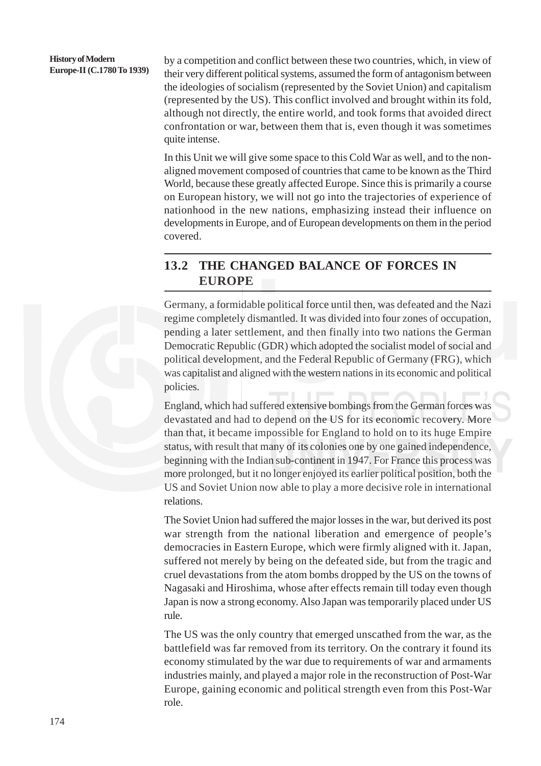by a competition and conflict between these two countries, which, in view of their very different political systems, assumed the form of antagonism between the ideologies of socialism (represented by the Soviet Union) and capitalism (represented by the US). This conflict involved and brought within its fold, although not directly, the entire world, and took forms that avoided direct confrontation or war, between them that is, even though it was sometimes quite intense.

In this Unit we will give some space to this Cold War as well, and to the non-aligned movement composed of countries that came to be known as the Third World, because these greatly affected Europe. Since this is primarily a course on European history, we will not go into the trajectories of experience of nationhood in the new nations, emphasizing instead their influence on developments in Europe, and of European developments on them in the period covered.

## 13.2 THE CHANGED BALANCE OF FORCES IN EUROPE

Germany, a formidable political force until then, was defeated and the Nazi regime completely dismantled. It was divided into four zones of occupation, pending a later settlement, and then finally into two nations the German Democratic Republic (GDR) which adopted the socialist model of social and political development, and the Federal Republic of Germany (FRG), which was capitalist and aligned with the western nations in its economic and political policies.

England, which had suffered extensive bombings from the German forces was devastated and had to depend on the US for its economic recovery. More than that, it became impossible for England to hold on to its huge Empire status, with result that many of its colonies one by one gained independence, beginning with the Indian sub-continent in 1947. For France this process was more prolonged, but it no longer enjoyed its earlier political position, both the US and Soviet Union now able to play a more decisive role in international relations.

The Soviet Union had suffered the major losses in the war, but derived its post war strength from the national liberation and emergence of people's democracies in Eastern Europe, which were firmly aligned with it. Japan, suffered not merely by being on the defeated side, but from the tragic and cruel devastations from the atom bombs dropped by the US on the towns of Nagasaki and Hiroshima, whose after effects remain till today even though Japan is now a strong economy. Also Japan was temporarily placed under US rule.

The US was the only country that emerged unscathed from the war, as the battlefield was far removed from its territory. On the contrary it found its economy stimulated by the war due to requirements of war and armaments industries mainly, and played a major role in the reconstruction of Post-War Europe, gaining economic and political strength even from this Post-War role.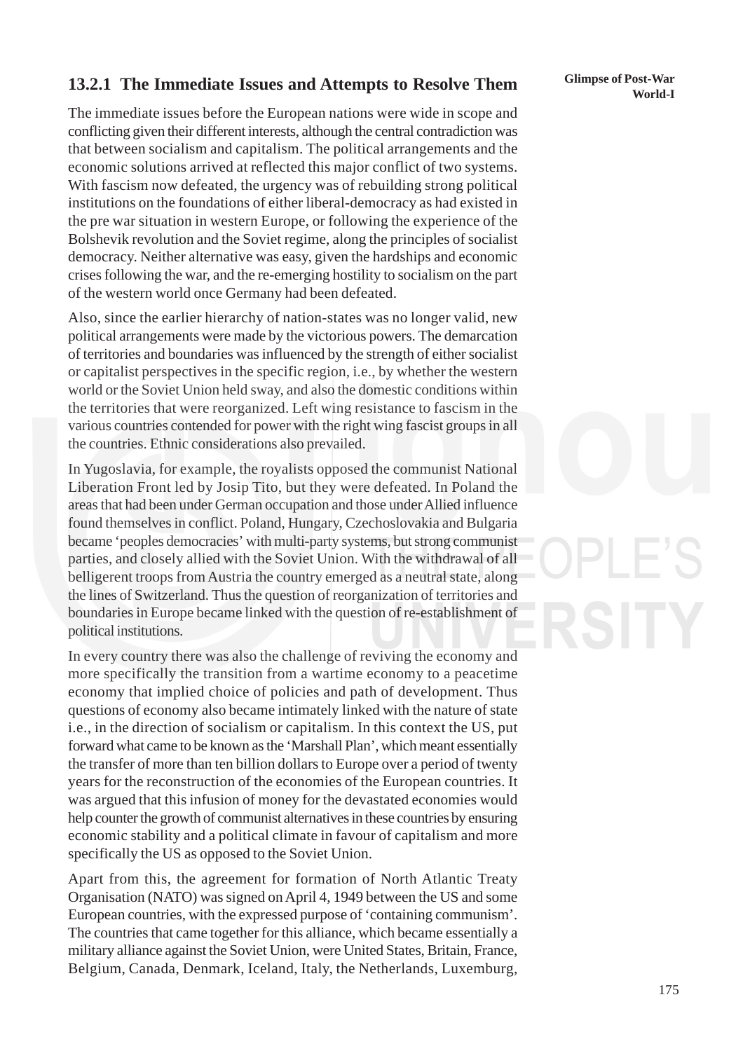### 13.2.1 The Immediate Issues and Attempts to Resolve Them

The immediate issues before the European nations were wide in scope and conflicting given their different interests, although the central contradiction was that between socialism and capitalism. The political arrangements and the economic solutions arrived at reflected this major conflict of two systems. With fascism now defeated, the urgency was of rebuilding strong political institutions on the foundations of either liberal-democracy as had existed in the pre war situation in western Europe, or following the experience of the Bolshevik revolution and the Soviet regime, along the principles of socialist democracy. Neither alternative was easy, given the hardships and economic crises following the war, and the re-emerging hostility to socialism on the part of the western world once Germany had been defeated.

Also, since the earlier hierarchy of nation-states was no longer valid, new political arrangements were made by the victorious powers. The demarcation of territories and boundaries was influenced by the strength of either socialist or capitalist perspectives in the specific region, i.e., by whether the western world or the Soviet Union held sway, and also the domestic conditions within the territories that were reorganized. Left wing resistance to fascism in the various countries contended for power with the right wing fascist groups in all the countries. Ethnic considerations also prevailed.

In Yugoslavia, for example, the royalists opposed the communist National Liberation Front led by Josip Tito, but they were defeated. In Poland the areas that had been under German occupation and those under Allied influence found themselves in conflict. Poland, Hungary, Czechoslovakia and Bulgaria became 'peoples democracies' with multi-party systems, but strong communist parties, and closely allied with the Soviet Union. With the withdrawal of all belligerent troops from Austria the country emerged as a neutral state, along the lines of Switzerland. Thus the question of reorganization of territories and boundaries in Europe became linked with the question of re-establishment of political institutions.

In every country there was also the challenge of reviving the economy and more specifically the transition from a wartime economy to a peacetime economy that implied choice of policies and path of development. Thus questions of economy also became intimately linked with the nature of state i.e., in the direction of socialism or capitalism. In this context the US, put forward what came to be known as the 'Marshall Plan', which meant essentially the transfer of more than ten billion dollars to Europe over a period of twenty years for the reconstruction of the economies of the European countries. It was argued that this infusion of money for the devastated economies would help counter the growth of communist alternatives in these countries by ensuring economic stability and a political climate in favour of capitalism and more specifically the US as opposed to the Soviet Union.

Apart from this, the agreement for formation of North Atlantic Treaty Organisation (NATO) was signed on April 4, 1949 between the US and some European countries, with the expressed purpose of 'containing communism'. The countries that came together for this alliance, which became essentially a military alliance against the Soviet Union, were United States, Britain, France, Belgium, Canada, Denmark, Iceland, Italy, the Netherlands, Luxemburg,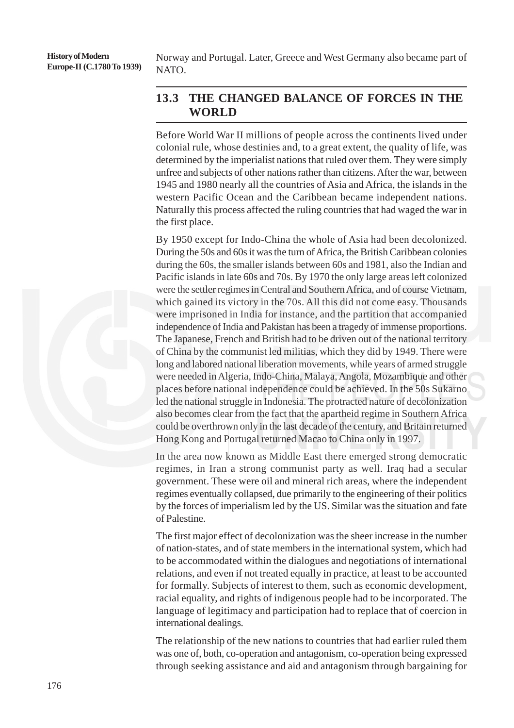Norway and Portugal. Later, Greece and West Germany also became part of NATO.

## 13.3 THE CHANGED BALANCE OF FORCES IN THE WORLD

Before World War II millions of people across the continents lived under colonial rule, whose destinies and, to a great extent, the quality of life, was determined by the imperialist nations that ruled over them. They were simply unfree and subjects of other nations rather than citizens. After the war, between 1945 and 1980 nearly all the countries of Asia and Africa, the islands in the western Pacific Ocean and the Caribbean became independent nations. Naturally this process affected the ruling countries that had waged the war in the first place.

By 1950 except for Indo-China the whole of Asia had been decolonized. During the 50s and 60s it was the turn of Africa, the British Caribbean colonies during the 60s, the smaller islands between 60s and 1981, also the Indian and Pacific islands in late 60s and 70s. By 1970 the only large areas left colonized were the settler regimes in Central and Southern Africa, and of course Vietnam, which gained its victory in the 70s. All this did not come easy. Thousands were imprisoned in India for instance, and the partition that accompanied independence of India and Pakistan has been a tragedy of immense proportions. The Japanese, French and British had to be driven out of the national territory of China by the communist led militias, which they did by 1949. There were long and labored national liberation movements, while years of armed struggle were needed in Algeria, Indo-China, Malaya, Angola, Mozambique and other places before national independence could be achieved. In the 50s Sukarno led the national struggle in Indonesia. The protracted nature of decolonization also becomes clear from the fact that the apartheid regime in Southern Africa could be overthrown only in the last decade of the century, and Britain returned Hong Kong and Portugal returned Macao to China only in 1997.

In the area now known as Middle East there emerged strong democratic regimes, in Iran a strong communist party as well. Iraq had a secular government. These were oil and mineral rich areas, where the independent regimes eventually collapsed, due primarily to the engineering of their politics by the forces of imperialism led by the US. Similar was the situation and fate of Palestine.

The first major effect of decolonization was the sheer increase in the number of nation-states, and of state members in the international system, which had to be accommodated within the dialogues and negotiations of international relations, and even if not treated equally in practice, at least to be accounted for formally. Subjects of interest to them, such as economic development, racial equality, and rights of indigenous people had to be incorporated. The language of legitimacy and participation had to replace that of coercion in international dealings.

The relationship of the new nations to countries that had earlier ruled them was one of, both, co-operation and antagonism, co-operation being expressed through seeking assistance and aid and antagonism through bargaining for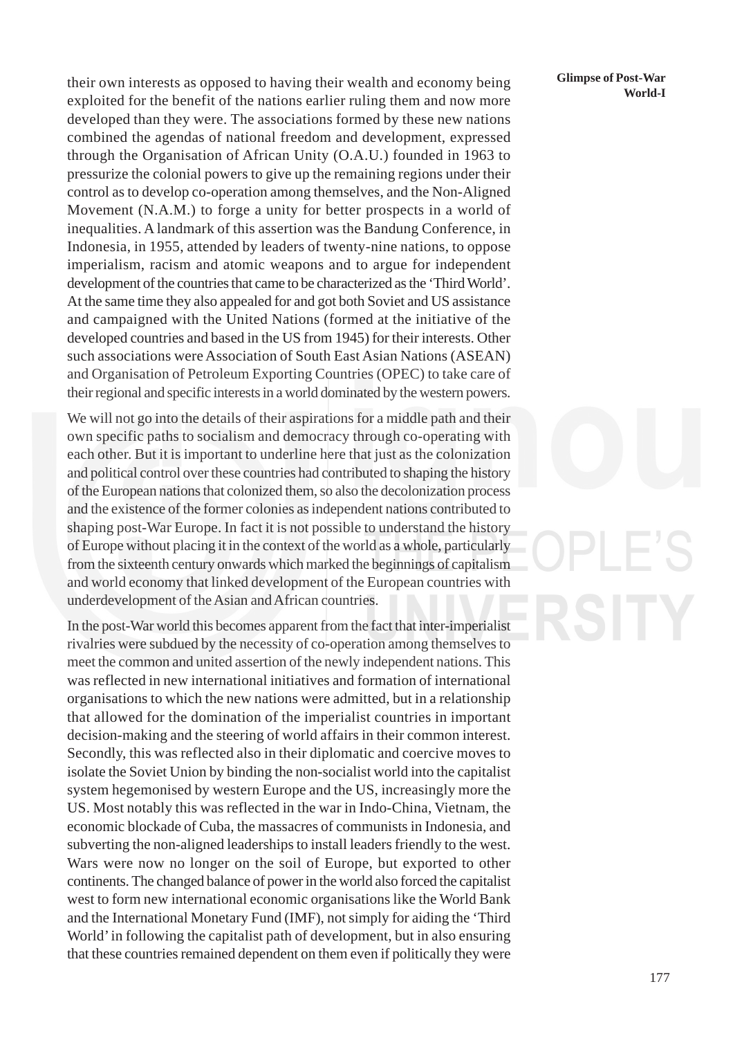their own interests as opposed to having their wealth and economy being exploited for the benefit of the nations earlier ruling them and now more developed than they were. The associations formed by these new nations combined the agendas of national freedom and development, expressed through the Organisation of African Unity (O.A.U.) founded in 1963 to pressurize the colonial powers to give up the remaining regions under their control as to develop co-operation among themselves, and the Non-Aligned Movement (N.A.M.) to forge a unity for better prospects in a world of inequalities. A landmark of this assertion was the Bandung Conference, in Indonesia, in 1955, attended by leaders of twenty-nine nations, to oppose imperialism, racism and atomic weapons and to argue for independent development of the countries that came to be characterized as the 'Third World'. At the same time they also appealed for and got both Soviet and US assistance and campaigned with the United Nations (formed at the initiative of the developed countries and based in the US from 1945) for their interests. Other such associations were Association of South East Asian Nations (ASEAN) and Organisation of Petroleum Exporting Countries (OPEC) to take care of their regional and specific interests in a world dominated by the western powers.

We will not go into the details of their aspirations for a middle path and their own specific paths to socialism and democracy through co-operating with each other. But it is important to underline here that just as the colonization and political control over these countries had contributed to shaping the history of the European nations that colonized them, so also the decolonization process and the existence of the former colonies as independent nations contributed to shaping post-War Europe. In fact it is not possible to understand the history of Europe without placing it in the context of the world as a whole, particularly from the sixteenth century onwards which marked the beginnings of capitalism and world economy that linked development of the European countries with underdevelopment of the Asian and African countries.

In the post-War world this becomes apparent from the fact that inter-imperialist rivalries were subdued by the necessity of co-operation among themselves to meet the common and united assertion of the newly independent nations. This was reflected in new international initiatives and formation of international organisations to which the new nations were admitted, but in a relationship that allowed for the domination of the imperialist countries in important decision-making and the steering of world affairs in their common interest. Secondly, this was reflected also in their diplomatic and coercive moves to isolate the Soviet Union by binding the non-socialist world into the capitalist system hegemonised by western Europe and the US, increasingly more the US. Most notably this was reflected in the war in Indo-China, Vietnam, the economic blockade of Cuba, the massacres of communists in Indonesia, and subverting the non-aligned leaderships to install leaders friendly to the west. Wars were now no longer on the soil of Europe, but exported to other continents. The changed balance of power in the world also forced the capitalist west to form new international economic organisations like the World Bank and the International Monetary Fund (IMF), not simply for aiding the 'Third World' in following the capitalist path of development, but in also ensuring that these countries remained dependent on them even if politically they were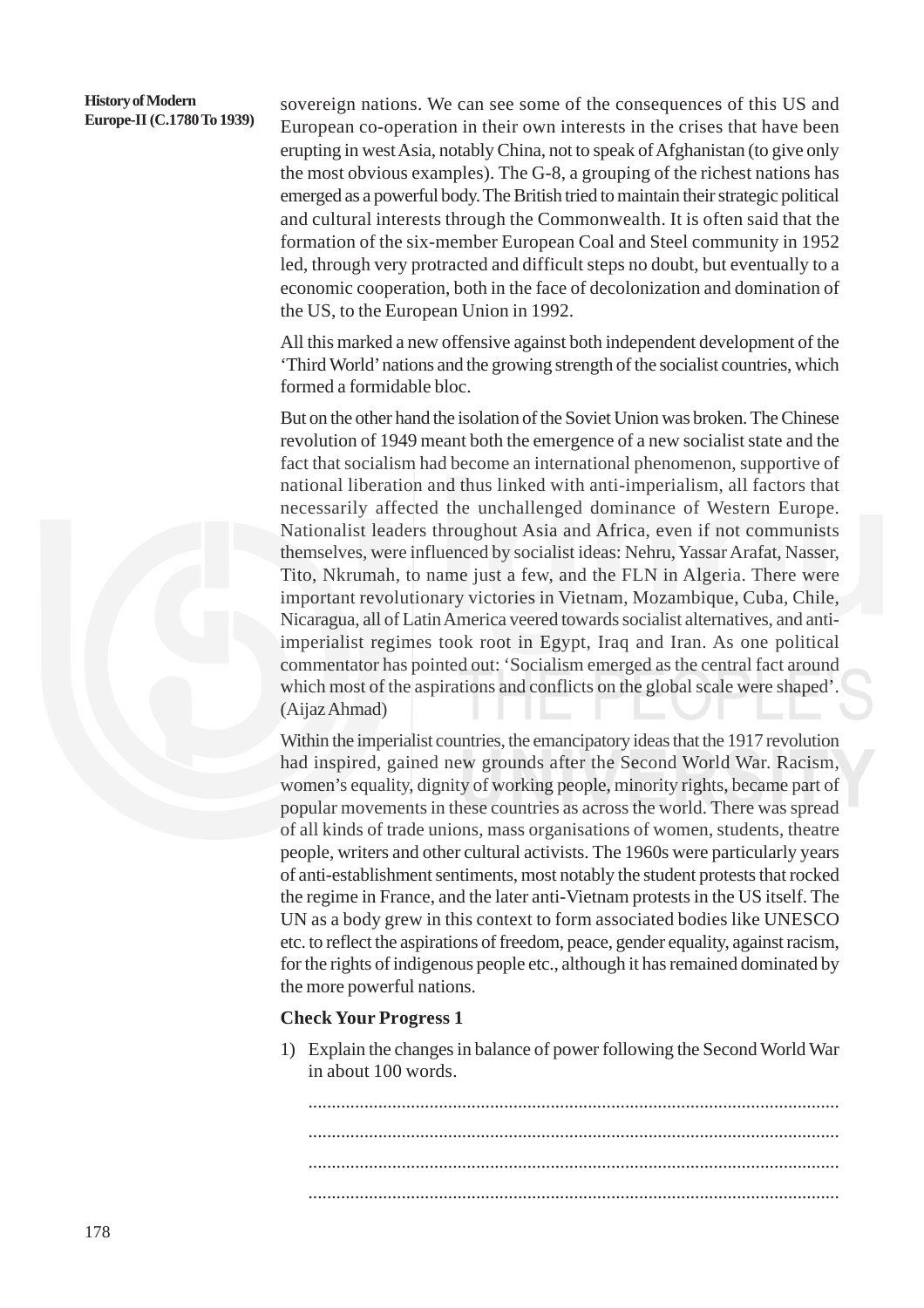sovereign nations. We can see some of the consequences of this US and European co-operation in their own interests in the crises that have been erupting in west Asia, notably China, not to speak of Afghanistan (to give only the most obvious examples). The G-8, a grouping of the richest nations has emerged as a powerful body. The British tried to maintain their strategic political and cultural interests through the Commonwealth. It is often said that the formation of the six-member European Coal and Steel community in 1952 led, through very protracted and difficult steps no doubt, but eventually to a economic cooperation, both in the face of decolonization and domination of the US, to the European Union in 1992.

All this marked a new offensive against both independent development of the 'Third World' nations and the growing strength of the socialist countries, which formed a formidable bloc.

But on the other hand the isolation of the Soviet Union was broken. The Chinese revolution of 1949 meant both the emergence of a new socialist state and the fact that socialism had become an international phenomenon, supportive of national liberation and thus linked with anti-imperialism, all factors that necessarily affected the unchallenged dominance of Western Europe. Nationalist leaders throughout Asia and Africa, even if not communists themselves, were influenced by socialist ideas: Nehru, Yassar Arafat, Nasser, Tito, Nkrumah, to name just a few, and the FLN in Algeria. There were important revolutionary victories in Vietnam, Mozambique, Cuba, Chile, Nicaragua, all of Latin America veered towards socialist alternatives, and anti-imperialist regimes took root in Egypt, Iraq and Iran. As one political commentator has pointed out: 'Socialism emerged as the central fact around which most of the aspirations and conflicts on the global scale were shaped'. (Aijaz Ahmad)

Within the imperialist countries, the emancipatory ideas that the 1917 revolution had inspired, gained new grounds after the Second World War. Racism, women's equality, dignity of working people, minority rights, became part of popular movements in these countries as across the world. There was spread of all kinds of trade unions, mass organisations of women, students, theatre people, writers and other cultural activists. The 1960s were particularly years of anti-establishment sentiments, most notably the student protests that rocked the regime in France, and the later anti-Vietnam protests in the US itself. The UN as a body grew in this context to form associated bodies like UNESCO etc. to reflect the aspirations of freedom, peace, gender equality, against racism, for the rights of indigenous people etc., although it has remained dominated by the more powerful nations.

**Check Your Progress 1**

1) Explain the changes in balance of power following the Second World War in about 100 words.

.................................................................................................................

.................................................................................................................

.................................................................................................................

.................................................................................................................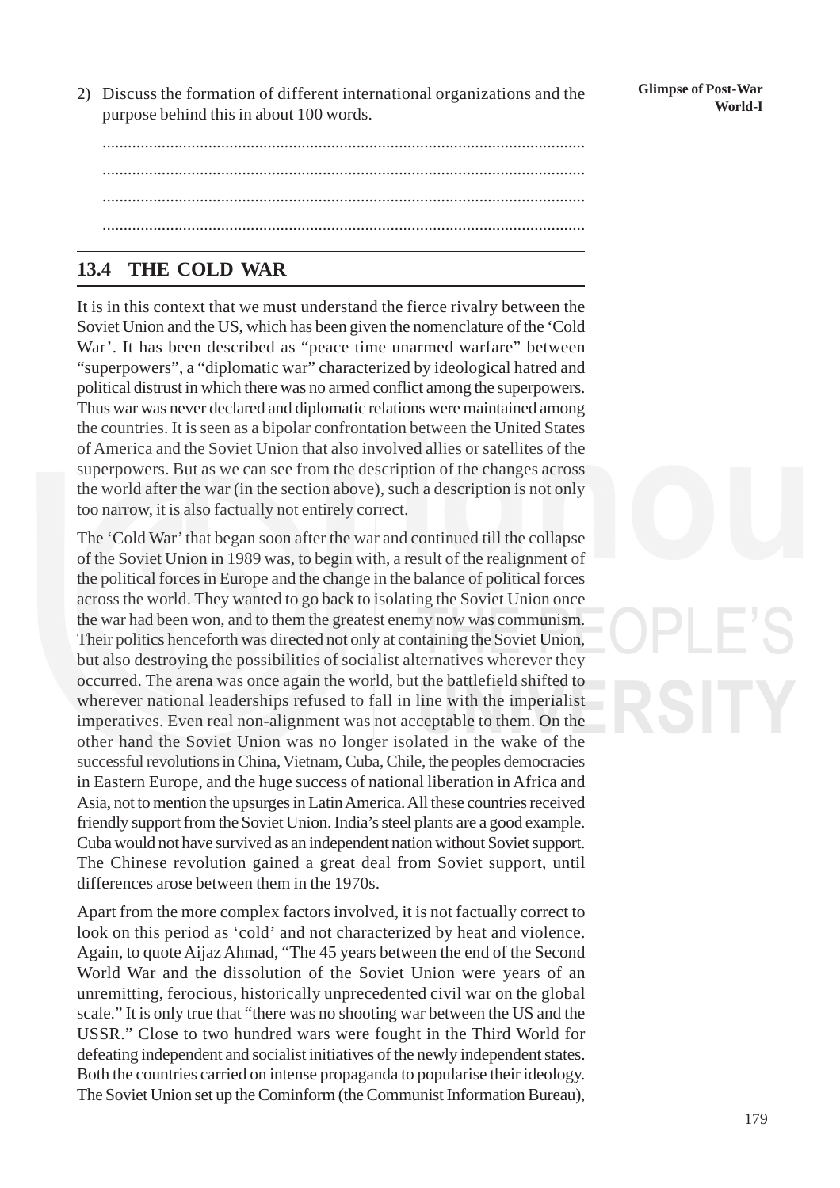2) Discuss the formation of different international organizations and the purpose behind this in about 100 words.

.................................................................................................................

.................................................................................................................

.................................................................................................................

.................................................................................................................

## 13.4 THE COLD WAR

It is in this context that we must understand the fierce rivalry between the Soviet Union and the US, which has been given the nomenclature of the 'Cold War'. It has been described as "peace time unarmed warfare" between "superpowers", a "diplomatic war" characterized by ideological hatred and political distrust in which there was no armed conflict among the superpowers. Thus war was never declared and diplomatic relations were maintained among the countries. It is seen as a bipolar confrontation between the United States of America and the Soviet Union that also involved allies or satellites of the superpowers. But as we can see from the description of the changes across the world after the war (in the section above), such a description is not only too narrow, it is also factually not entirely correct.

The 'Cold War' that began soon after the war and continued till the collapse of the Soviet Union in 1989 was, to begin with, a result of the realignment of the political forces in Europe and the change in the balance of political forces across the world. They wanted to go back to isolating the Soviet Union once the war had been won, and to them the greatest enemy now was communism. Their politics henceforth was directed not only at containing the Soviet Union, but also destroying the possibilities of socialist alternatives wherever they occurred. The arena was once again the world, but the battlefield shifted to wherever national leaderships refused to fall in line with the imperialist imperatives. Even real non-alignment was not acceptable to them. On the other hand the Soviet Union was no longer isolated in the wake of the successful revolutions in China, Vietnam, Cuba, Chile, the peoples democracies in Eastern Europe, and the huge success of national liberation in Africa and Asia, not to mention the upsurges in Latin America. All these countries received friendly support from the Soviet Union. India's steel plants are a good example. Cuba would not have survived as an independent nation without Soviet support. The Chinese revolution gained a great deal from Soviet support, until differences arose between them in the 1970s.

Apart from the more complex factors involved, it is not factually correct to look on this period as 'cold' and not characterized by heat and violence. Again, to quote Aijaz Ahmad, "The 45 years between the end of the Second World War and the dissolution of the Soviet Union were years of an unremitting, ferocious, historically unprecedented civil war on the global scale." It is only true that "there was no shooting war between the US and the USSR." Close to two hundred wars were fought in the Third World for defeating independent and socialist initiatives of the newly independent states. Both the countries carried on intense propaganda to popularise their ideology. The Soviet Union set up the Cominform (the Communist Information Bureau),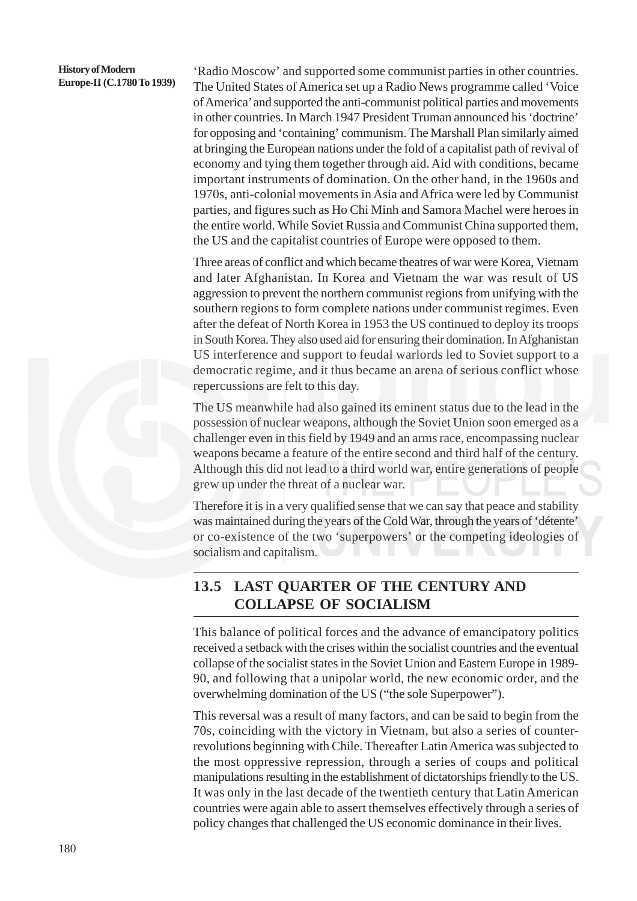'Radio Moscow' and supported some communist parties in other countries. The United States of America set up a Radio News programme called 'Voice of America' and supported the anti-communist political parties and movements in other countries. In March 1947 President Truman announced his 'doctrine' for opposing and 'containing' communism. The Marshall Plan similarly aimed at bringing the European nations under the fold of a capitalist path of revival of economy and tying them together through aid. Aid with conditions, became important instruments of domination. On the other hand, in the 1960s and 1970s, anti-colonial movements in Asia and Africa were led by Communist parties, and figures such as Ho Chi Minh and Samora Machel were heroes in the entire world. While Soviet Russia and Communist China supported them, the US and the capitalist countries of Europe were opposed to them.

Three areas of conflict and which became theatres of war were Korea, Vietnam and later Afghanistan. In Korea and Vietnam the war was result of US aggression to prevent the northern communist regions from unifying with the southern regions to form complete nations under communist regimes. Even after the defeat of North Korea in 1953 the US continued to deploy its troops in South Korea. They also used aid for ensuring their domination. In Afghanistan US interference and support to feudal warlords led to Soviet support to a democratic regime, and it thus became an arena of serious conflict whose repercussions are felt to this day.

The US meanwhile had also gained its eminent status due to the lead in the possession of nuclear weapons, although the Soviet Union soon emerged as a challenger even in this field by 1949 and an arms race, encompassing nuclear weapons became a feature of the entire second and third half of the century. Although this did not lead to a third world war, entire generations of people grew up under the threat of a nuclear war.

Therefore it is in a very qualified sense that we can say that peace and stability was maintained during the years of the Cold War, through the years of 'détente' or co-existence of the two 'superpowers' or the competing ideologies of socialism and capitalism.

## 13.5 LAST QUARTER OF THE CENTURY AND COLLAPSE OF SOCIALISM

This balance of political forces and the advance of emancipatory politics received a setback with the crises within the socialist countries and the eventual collapse of the socialist states in the Soviet Union and Eastern Europe in 1989-90, and following that a unipolar world, the new economic order, and the overwhelming domination of the US ("the sole Superpower").

This reversal was a result of many factors, and can be said to begin from the 70s, coinciding with the victory in Vietnam, but also a series of counter-revolutions beginning with Chile. Thereafter Latin America was subjected to the most oppressive repression, through a series of coups and political manipulations resulting in the establishment of dictatorships friendly to the US. It was only in the last decade of the twentieth century that Latin American countries were again able to assert themselves effectively through a series of policy changes that challenged the US economic dominance in their lives.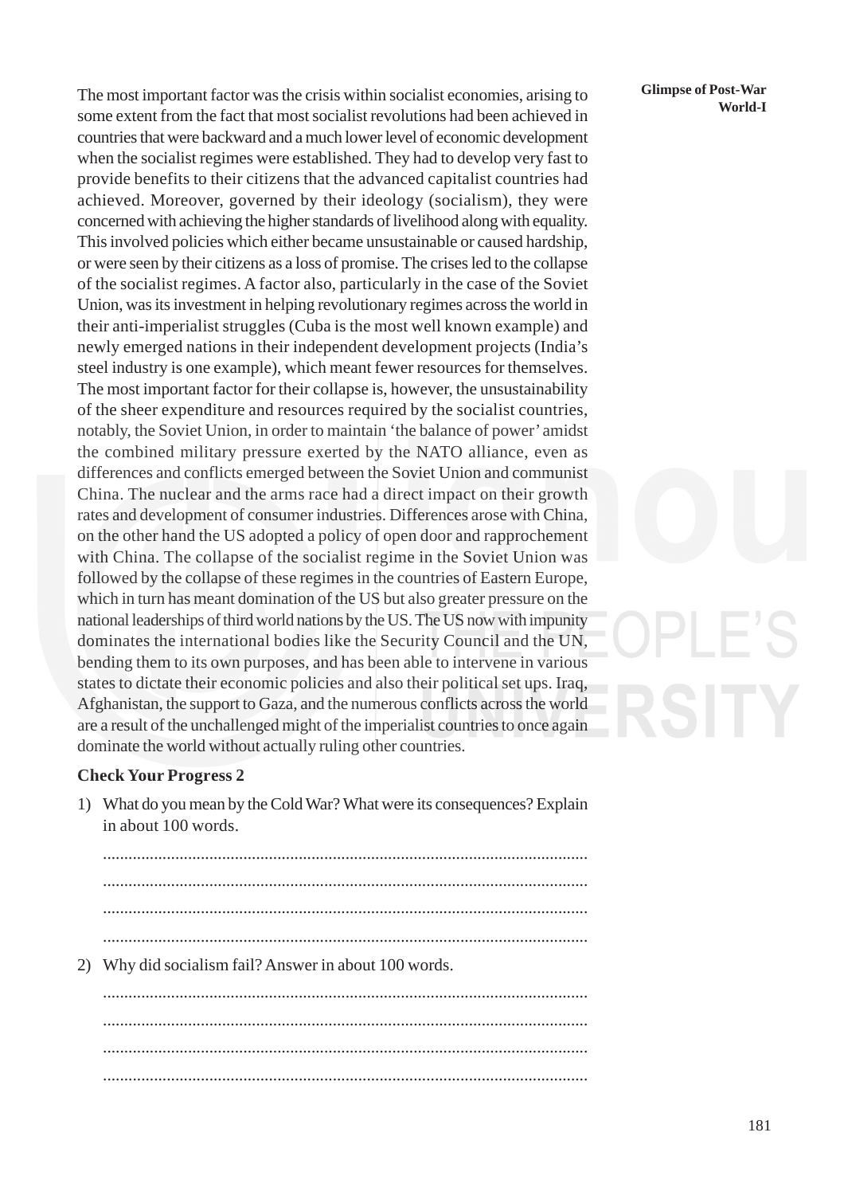The most important factor was the crisis within socialist economies, arising to some extent from the fact that most socialist revolutions had been achieved in countries that were backward and a much lower level of economic development when the socialist regimes were established. They had to develop very fast to provide benefits to their citizens that the advanced capitalist countries had achieved. Moreover, governed by their ideology (socialism), they were concerned with achieving the higher standards of livelihood along with equality. This involved policies which either became unsustainable or caused hardship, or were seen by their citizens as a loss of promise. The crises led to the collapse of the socialist regimes. A factor also, particularly in the case of the Soviet Union, was its investment in helping revolutionary regimes across the world in their anti-imperialist struggles (Cuba is the most well known example) and newly emerged nations in their independent development projects (India's steel industry is one example), which meant fewer resources for themselves. The most important factor for their collapse is, however, the unsustainability of the sheer expenditure and resources required by the socialist countries, notably, the Soviet Union, in order to maintain 'the balance of power' amidst the combined military pressure exerted by the NATO alliance, even as differences and conflicts emerged between the Soviet Union and communist China. The nuclear and the arms race had a direct impact on their growth rates and development of consumer industries. Differences arose with China, on the other hand the US adopted a policy of open door and rapprochement with China. The collapse of the socialist regime in the Soviet Union was followed by the collapse of these regimes in the countries of Eastern Europe, which in turn has meant domination of the US but also greater pressure on the national leaderships of third world nations by the US. The US now with impunity dominates the international bodies like the Security Council and the UN, bending them to its own purposes, and has been able to intervene in various states to dictate their economic policies and also their political set ups. Iraq, Afghanistan, the support to Gaza, and the numerous conflicts across the world are a result of the unchallenged might of the imperialist countries to once again dominate the world without actually ruling other countries.

**Check Your Progress 2**

1) What do you mean by the Cold War? What were its consequences? Explain in about 100 words.

.................................................................................................................

.................................................................................................................

.................................................................................................................

.................................................................................................................

2) Why did socialism fail? Answer in about 100 words.

.................................................................................................................

.................................................................................................................

.................................................................................................................

.................................................................................................................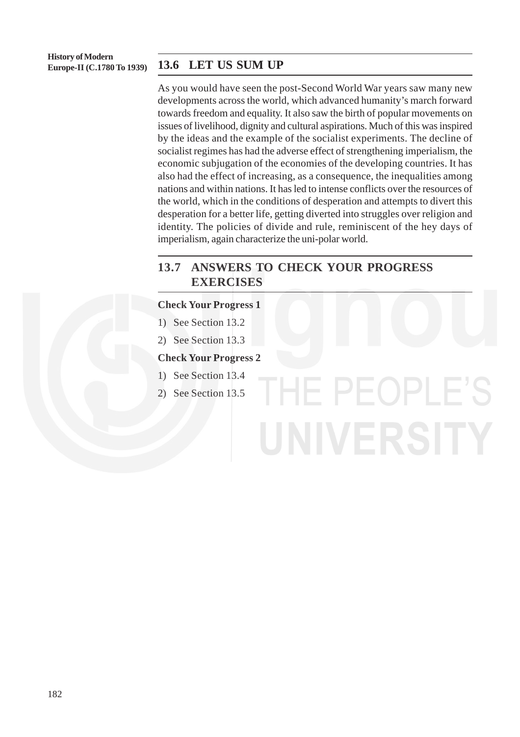## 13.6 LET US SUM UP

As you would have seen the post-Second World War years saw many new developments across the world, which advanced humanity's march forward towards freedom and equality. It also saw the birth of popular movements on issues of livelihood, dignity and cultural aspirations. Much of this was inspired by the ideas and the example of the socialist experiments. The decline of socialist regimes has had the adverse effect of strengthening imperialism, the economic subjugation of the economies of the developing countries. It has also had the effect of increasing, as a consequence, the inequalities among nations and within nations. It has led to intense conflicts over the resources of the world, which in the conditions of desperation and attempts to divert this desperation for a better life, getting diverted into struggles over religion and identity. The policies of divide and rule, reminiscent of the hey days of imperialism, again characterize the uni-polar world.

## 13.7 ANSWERS TO CHECK YOUR PROGRESS EXERCISES

**Check Your Progress 1**

1) See Section 13.2
2) See Section 13.3

**Check Your Progress 2**

1) See Section 13.4
2) See Section 13.5